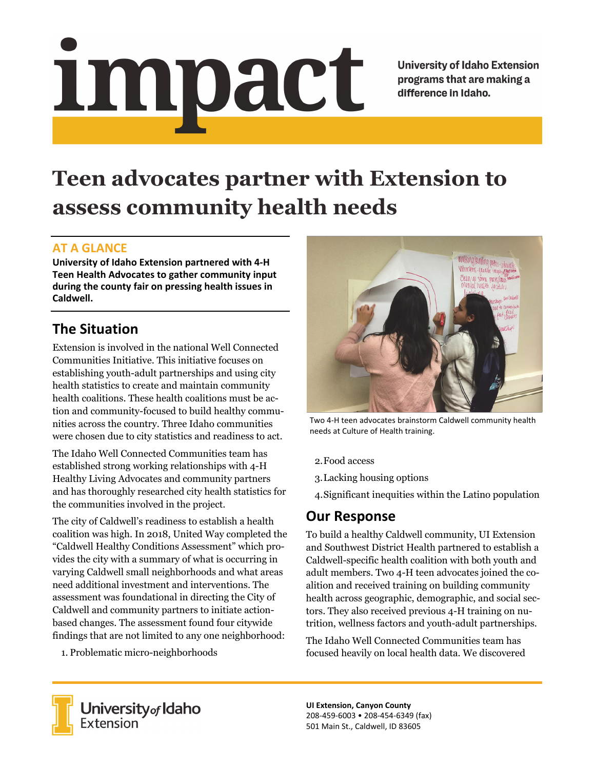# impact

University of Idaho Extension programs that are making a difference in Idaho.

# Teen advocates partner with Extension to assess community health needs

## AT A GLANCE

**University of Idaho Extension partnered with 4-H Teen Health Advocates to gather community input during the county fair on pressing health issues in Caldwell.**

## The Situation

Extension is involved in the national Well Connected Communities Initiative. This initiative focuses on establishing youth-adult partnerships and using city health statistics to create and maintain community health coalitions. These health coalitions must be action and community-focused to build healthy communities across the country. Three Idaho communities were chosen due to city statistics and readiness to act.

The Idaho Well Connected Communities team has established strong working relationships with 4-H Healthy Living Advocates and community partners and has thoroughly researched city health statistics for the communities involved in the project.

The city of Caldwell's readiness to establish a health coalition was high. In 2018, United Way completed the "Caldwell Healthy Conditions Assessment" which provides the city with a summary of what is occurring in varying Caldwell small neighborhoods and what areas need additional investment and interventions. The assessment was foundational in directing the City of Caldwell and community partners to initiate action-based changes. The assessment found four citywide findings that are not limited to any one neighborhood:

1. Problematic micro-neighborhoods
2. Food access
3. Lacking housing options
4. Significant inequities within the Latino population

Two 4-H teen advocates brainstorm Caldwell community health needs at Culture of Health training.

## Our Response

To build a healthy Caldwell community, UI Extension and Southwest District Health partnered to establish a Caldwell-specific health coalition with both youth and adult members. Two 4-H teen advocates joined the coalition and received training on building community health across geographic, demographic, and social sectors. They also received previous 4-H training on nutrition, wellness factors and youth-adult partnerships.

The Idaho Well Connected Communities team has focused heavily on local health data. We discovered

University of Idaho Extension

**UI Extension, Canyon County**
208-459-6003 • 208-454-6349 (fax)
501 Main St., Caldwell, ID 83605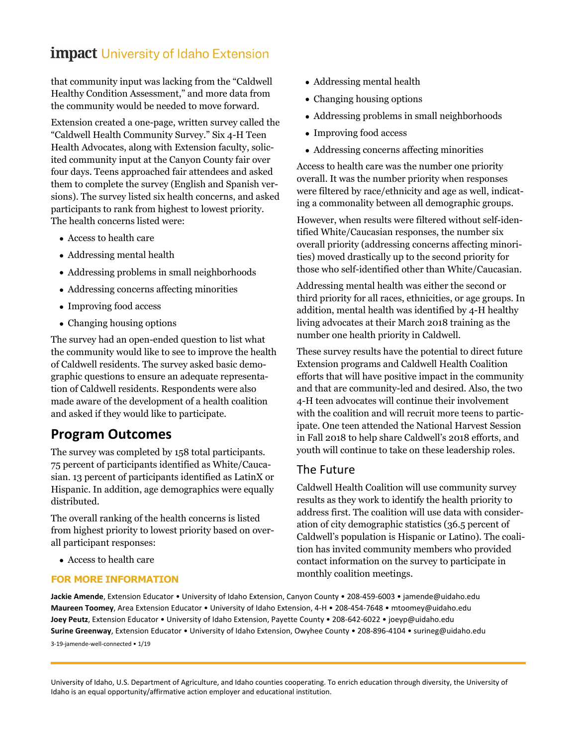that community input was lacking from the "Caldwell Healthy Condition Assessment," and more data from the community would be needed to move forward.

Extension created a one-page, written survey called the "Caldwell Health Community Survey." Six 4-H Teen Health Advocates, along with Extension faculty, solicited community input at the Canyon County fair over four days. Teens approached fair attendees and asked them to complete the survey (English and Spanish versions). The survey listed six health concerns, and asked participants to rank from highest to lowest priority. The health concerns listed were:

- Access to health care
- Addressing mental health
- Addressing problems in small neighborhoods
- Addressing concerns affecting minorities
- Improving food access
- Changing housing options

The survey had an open-ended question to list what the community would like to see to improve the health of Caldwell residents. The survey asked basic demographic questions to ensure an adequate representation of Caldwell residents. Respondents were also made aware of the development of a health coalition and asked if they would like to participate.

## Program Outcomes

The survey was completed by 158 total participants. 75 percent of participants identified as White/Caucasian. 13 percent of participants identified as LatinX or Hispanic. In addition, age demographics were equally distributed.

The overall ranking of the health concerns is listed from highest priority to lowest priority based on overall participant responses:

- Access to health care
- Addressing mental health
- Changing housing options
- Addressing problems in small neighborhoods
- Improving food access
- Addressing concerns affecting minorities

Access to health care was the number one priority overall. It was the number priority when responses were filtered by race/ethnicity and age as well, indicating a commonality between all demographic groups.

However, when results were filtered without self-identified White/Caucasian responses, the number six overall priority (addressing concerns affecting minorities) moved drastically up to the second priority for those who self-identified other than White/Caucasian.

Addressing mental health was either the second or third priority for all races, ethnicities, or age groups. In addition, mental health was identified by 4-H healthy living advocates at their March 2018 training as the number one health priority in Caldwell.

These survey results have the potential to direct future Extension programs and Caldwell Health Coalition efforts that will have positive impact in the community and that are community-led and desired. Also, the two 4-H teen advocates will continue their involvement with the coalition and will recruit more teens to participate. One teen attended the National Harvest Session in Fall 2018 to help share Caldwell's 2018 efforts, and youth will continue to take on these leadership roles.

### The Future

Caldwell Health Coalition will use community survey results as they work to identify the health priority to address first. The coalition will use data with consideration of city demographic statistics (36.5 percent of Caldwell's population is Hispanic or Latino). The coalition has invited community members who provided contact information on the survey to participate in monthly coalition meetings.

### FOR MORE INFORMATION

**Jackie Amende**, Extension Educator • University of Idaho Extension, Canyon County • 208-459-6003 • jamende@uidaho.edu
**Maureen Toomey**, Area Extension Educator • University of Idaho Extension, 4-H • 208-454-7648 • mtoomey@uidaho.edu
**Joey Peutz**, Extension Educator • University of Idaho Extension, Payette County • 208-642-6022 • joeyp@uidaho.edu
**Surine Greenway**, Extension Educator • University of Idaho Extension, Owyhee County • 208-896-4104 • surineg@uidaho.edu

3-19-jamende-well-connected • 1/19

University of Idaho, U.S. Department of Agriculture, and Idaho counties cooperating. To enrich education through diversity, the University of Idaho is an equal opportunity/affirmative action employer and educational institution.